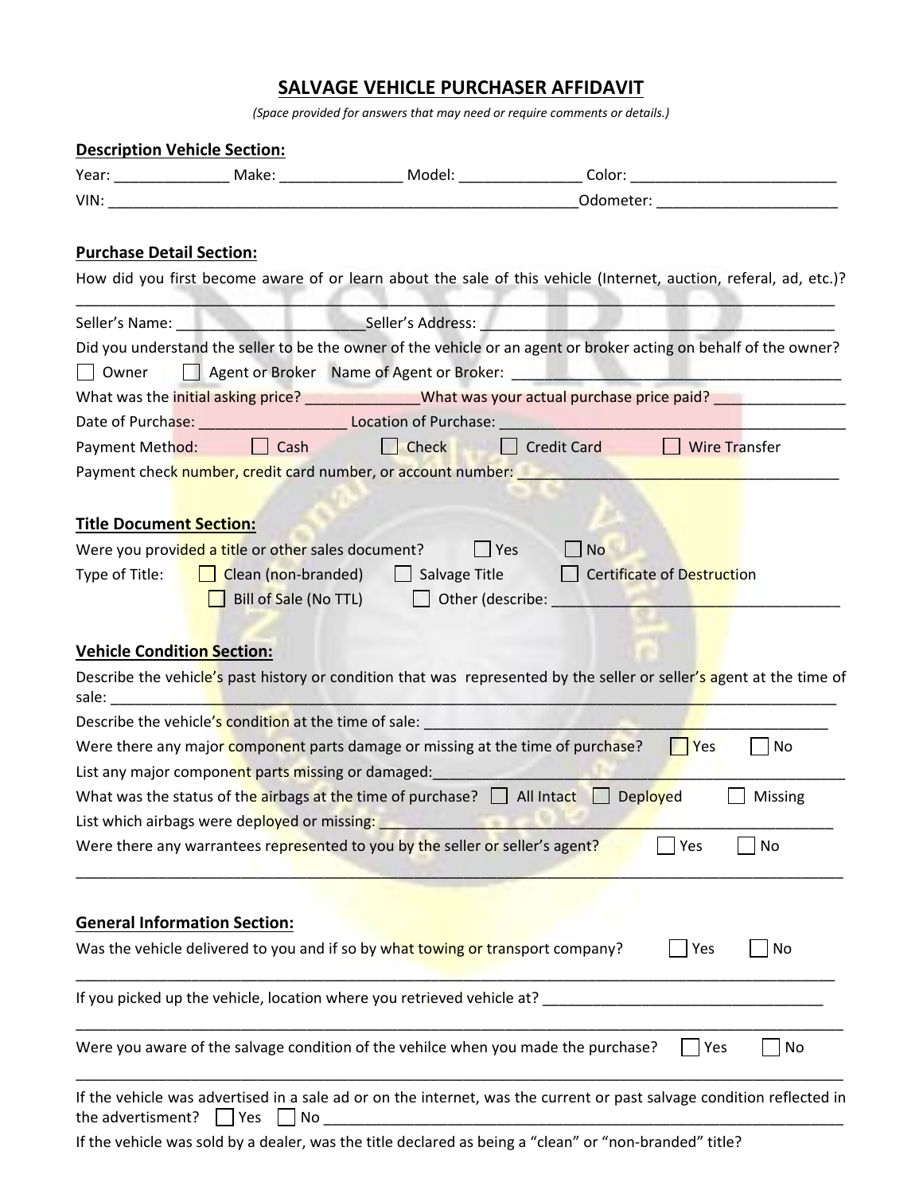# SALVAGE VEHICLE PURCHASER AFFIDAVIT

*(Space provided for answers that may need or require comments or details.)*

**Description Vehicle Section:**

Year: ______________ Make: _______________ Model: _______________ Color: _________________________

VIN: ___________________________________________________________Odometer: ______________________

**Purchase Detail Section:**

How did you first become aware of or learn about the sale of this vehicle (Internet, auction, referal, ad, etc.)?
_____________________________________________________________________________________________

Seller's Name: ______________________Seller's Address: ____________________________________________

Did you understand the seller to be the owner of the vehicle or an agent or broker acting on behalf of the owner?

☐ Owner ☐ Agent or Broker Name of Agent or Broker: _________________________________________

What was the initial asking price? _____________What was your actual purchase price paid? ________________

Date of Purchase: _________________ Location of Purchase: ___________________________________________

Payment Method: ☐ Cash ☐ Check ☐ Credit Card ☐ Wire Transfer

Payment check number, credit card number, or account number: ______________________________________

**Title Document Section:**

Were you provided a title or other sales document? ☐ Yes ☐ No

Type of Title: ☐ Clean (non-branded) ☐ Salvage Title ☐ Certificate of Destruction

☐ Bill of Sale (No TTL) ☐ Other (describe: ___________________________________

**Vehicle Condition Section:**

Describe the vehicle's past history or condition that was represented by the seller or seller's agent at the time of sale: _________________________________________________________________________________________

Describe the vehicle's condition at the time of sale: _________________________________________________

Were there any major component parts damage or missing at the time of purchase? ☐ Yes ☐ No

List any major component parts missing or damaged:__________________________________________________

What was the status of the airbags at the time of purchase? ☐ All Intact ☐ Deployed ☐ Missing

List which airbags were deployed or missing: ________________________________________________________

Were there any warrantees represented to you by the seller or seller's agent? ☐ Yes ☐ No
_____________________________________________________________________________________________

**General Information Section:**

Was the vehicle delivered to you and if so by what towing or transport company? ☐ Yes ☐ No
_____________________________________________________________________________________________

If you picked up the vehicle, location where you retrieved vehicle at? __________________________________
_____________________________________________________________________________________________

Were you aware of the salvage condition of the vehilce when you made the purchase? ☐ Yes ☐ No
_____________________________________________________________________________________________

If the vehicle was advertised in a sale ad or on the internet, was the current or past salvage condition reflected in the advertisment? ☐ Yes ☐ No _____________________________________________________________

If the vehicle was sold by a dealer, was the title declared as being a "clean" or "non-branded" title?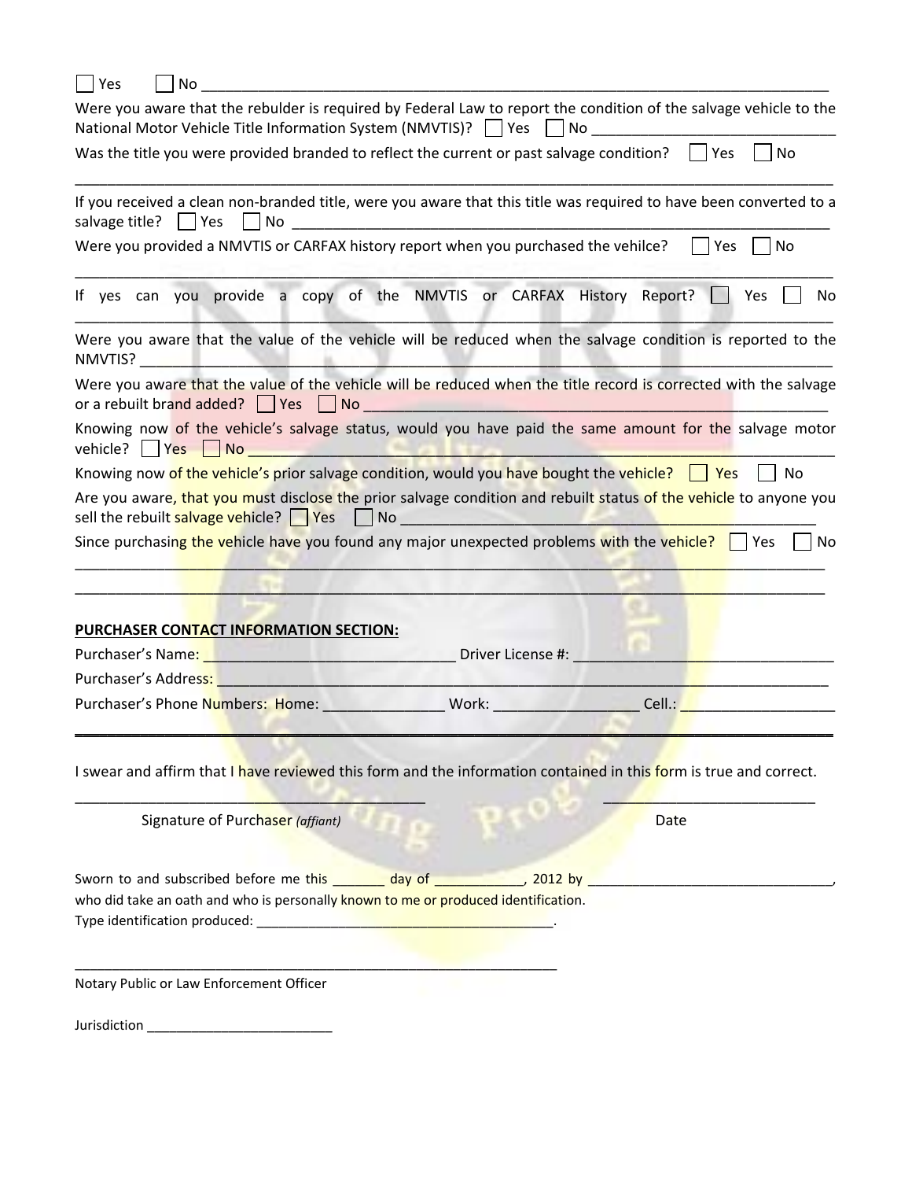☐ Yes ☐ No ____________________________________________________________________________

Were you aware that the rebulder is required by Federal Law to report the condition of the salvage vehicle to the National Motor Vehicle Title Information System (NMVTIS)? ☐ Yes ☐ No ______________________________

Was the title you were provided branded to reflect the current or past salvage condition? ☐ Yes ☐ No

_____________________________________________________________________________________________

If you received a clean non-branded title, were you aware that this title was required to have been converted to a salvage title? ☐ Yes ☐ No ______________________________________________________________________

Were you provided a NMVTIS or CARFAX history report when you purchased the vehilce? ☐ Yes ☐ No

_____________________________________________________________________________________________

If yes can you provide a copy of the NMVTIS or CARFAX History Report? ☐ Yes ☐ No

_____________________________________________________________________________________________

Were you aware that the value of the vehicle will be reduced when the salvage condition is reported to the NMVTIS? ______________________________________________________________________________________

Were you aware that the value of the vehicle will be reduced when the title record is corrected with the salvage or a rebuilt brand added? ☐ Yes ☐ No __________________________________________________________

Knowing now of the vehicle's salvage status, would you have paid the same amount for the salvage motor vehicle? ☐ Yes ☐ No ____________________________________________________________________________

Knowing now of the vehicle's prior salvage condition, would you have bought the vehicle? ☐ Yes ☐ No

Are you aware, that you must disclose the prior salvage condition and rebuilt status of the vehicle to anyone you sell the rebuilt salvage vehicle? ☐ Yes ☐ No ____________________________________________________

Since purchasing the vehicle have you found any major unexpected problems with the vehicle? ☐ Yes ☐ No

_____________________________________________________________________________________________

_____________________________________________________________________________________________

**PURCHASER CONTACT INFORMATION SECTION:**

Purchaser's Name: ______________________________ Driver License #: ________________________________

Purchaser's Address: ______________________________________________________________________________

Purchaser's Phone Numbers: Home: ______________ Work: _________________ Cell.: __________________

_____________________________________________________________________________________________

I swear and affirm that I have reviewed this form and the information contained in this form is true and correct.

_________________________________________ _________________________

Signature of Purchaser *(affiant)* Date

Sworn to and subscribed before me this _______ day of ___________, 2012 by ________________________________, who did take an oath and who is personally known to me or produced identification.
Type identification produced: ________________________________________.

_________________________________________________________________

Notary Public or Law Enforcement Officer

Jurisdiction _________________________